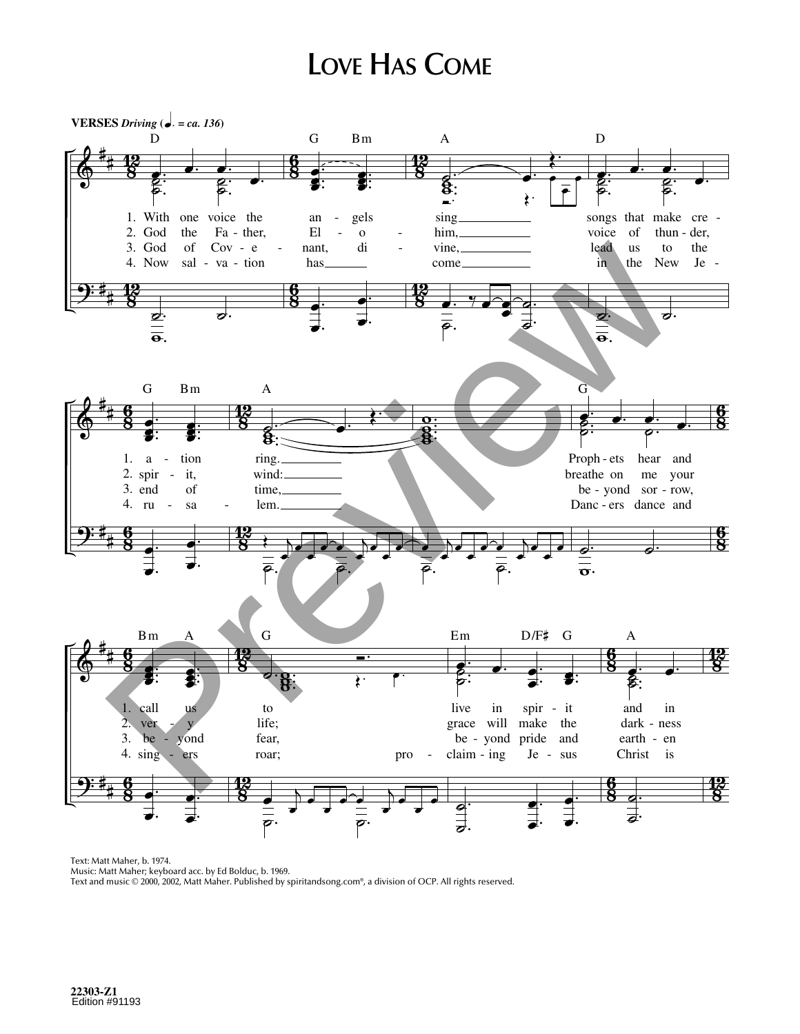# Love Has Come

**VERSES** *Driving (♩. = ca. 136)*

D G Bm A D

1. With one voice the an - gels sing songs that make cre -
2. God the Fa - ther, El - o - him, voice of thun - der,
3. God of Cov - e - nant, di - vine, lead us to the
4. Now sal - va - tion has come in the New Je -

G Bm A G

1. a - tion ring. Proph - ets hear and
2. spir - it, wind: breathe on me your
3. end of time, be - yond sor - row,
4. ru - sa - lem. Danc - ers dance and

Bm A G Em D/F♯ G A

1. call us to live in spir - it and in
2. ver - y life; grace will make the dark - ness
3. be - yond fear, be - yond pride and earth - en
4. sing - ers roar; pro - claim - ing Je - sus Christ is

Text: Matt Maher, b. 1974.
Music: Matt Maher; keyboard acc. by Ed Bolduc, b. 1969.
Text and music © 2000, 2002, Matt Maher. Published by spiritandsong.com®, a division of OCP. All rights reserved.

22303-Z1
Edition #91193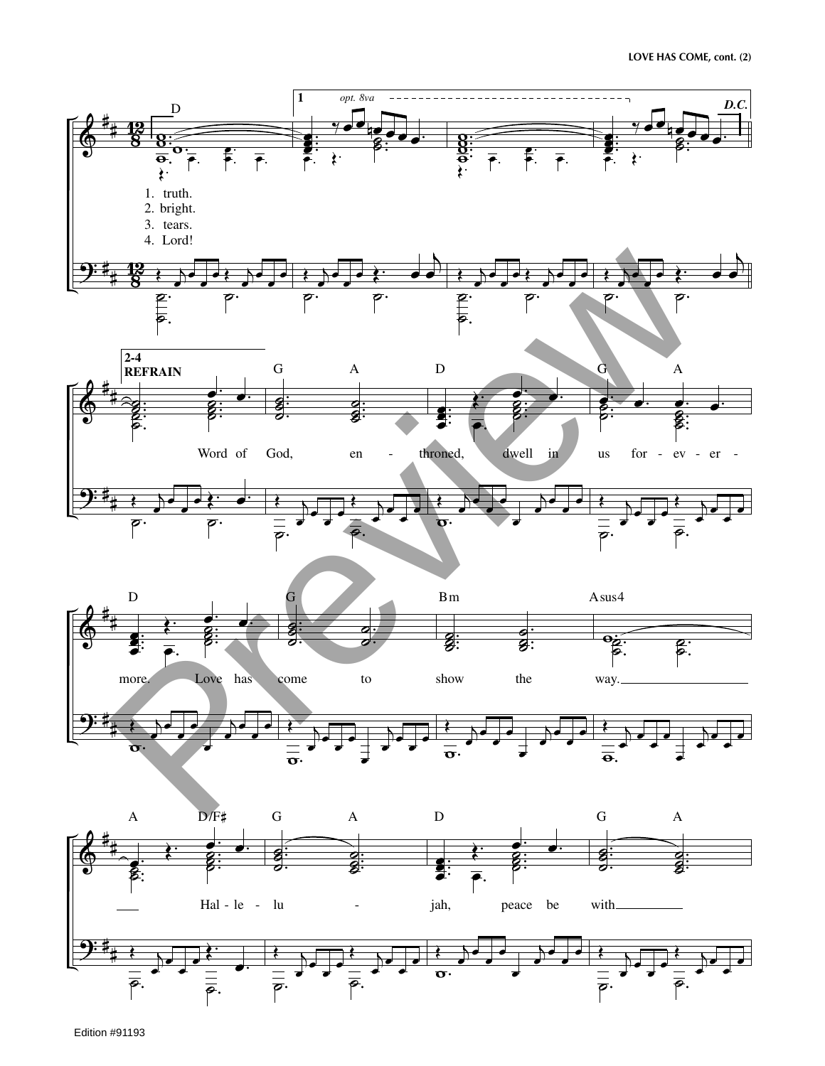1. truth.
2. bright.
3. tears.
4. Lord!

**2-4 REFRAIN**

Word of God, en - throned, dwell in us for - ev - er - more. Love has come to show the way.

Hal - le - lu - jah, peace be with

Edition #91193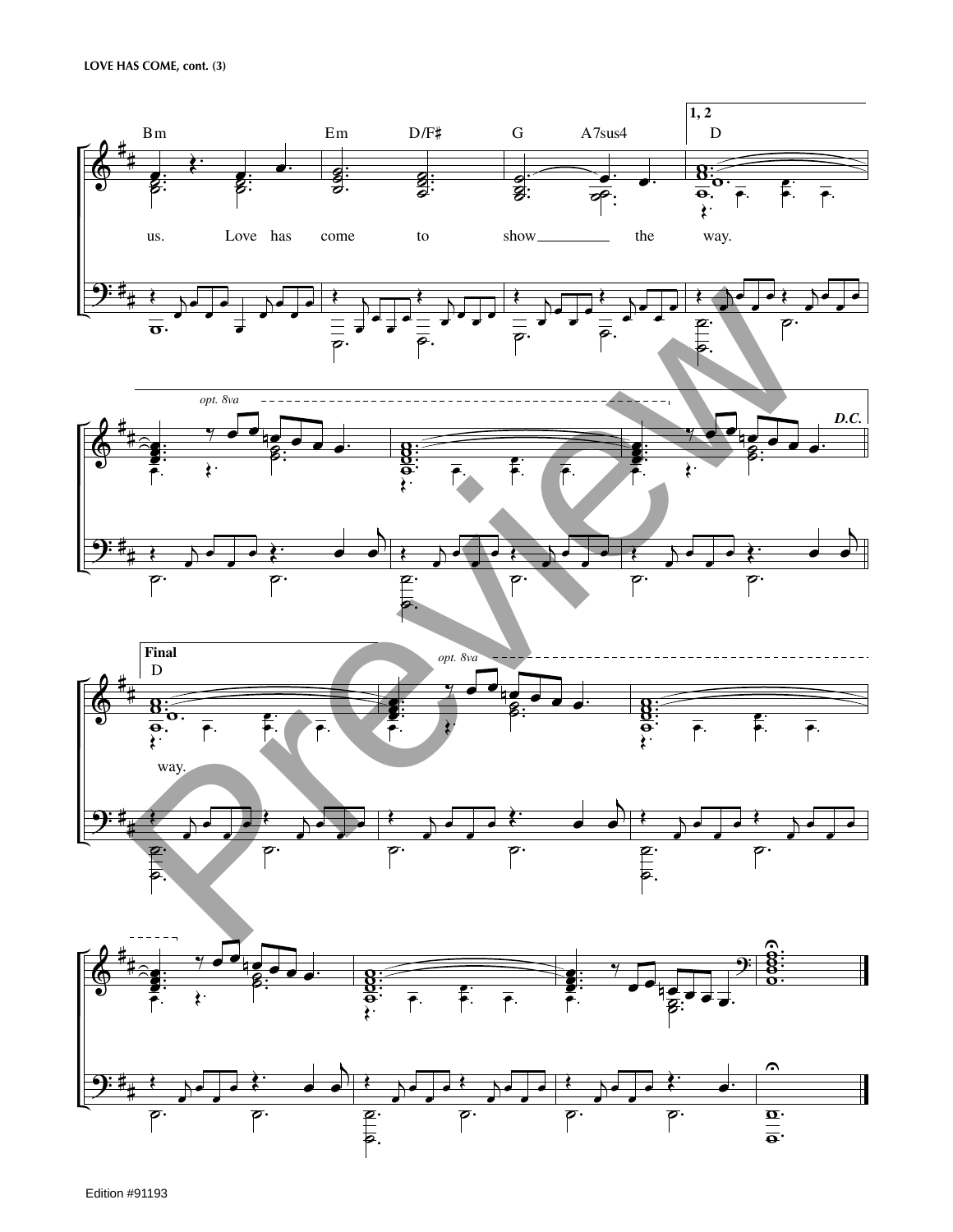Bm Em D/F♯ G A7sus4

1, 2

D

us. Love has come to show the way.

*opt. 8va*

*D.C.*

Final

D

*opt. 8va*

way.

Edition #91193